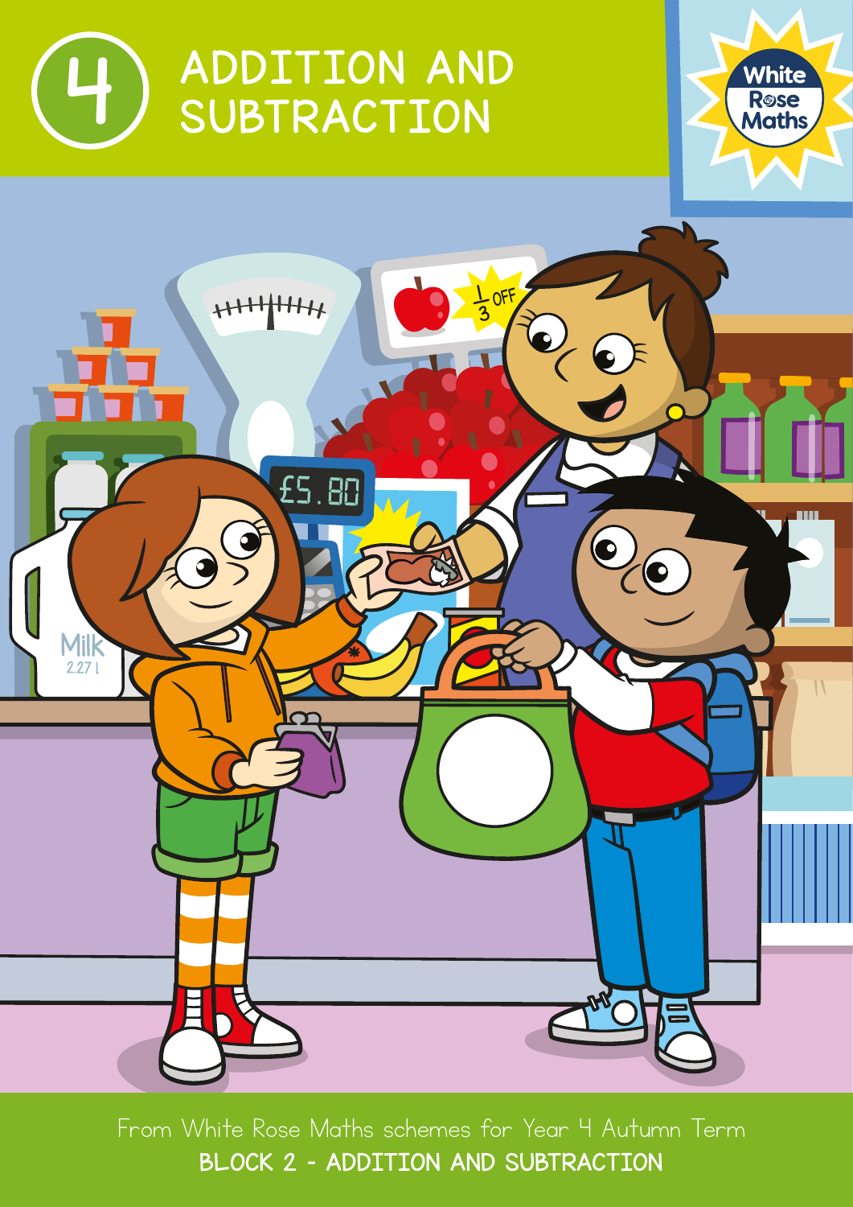# 4 ADDITION AND SUBTRACTION

From White Rose Maths schemes for Year 4 Autumn Term

**BLOCK 2 – ADDITION AND SUBTRACTION**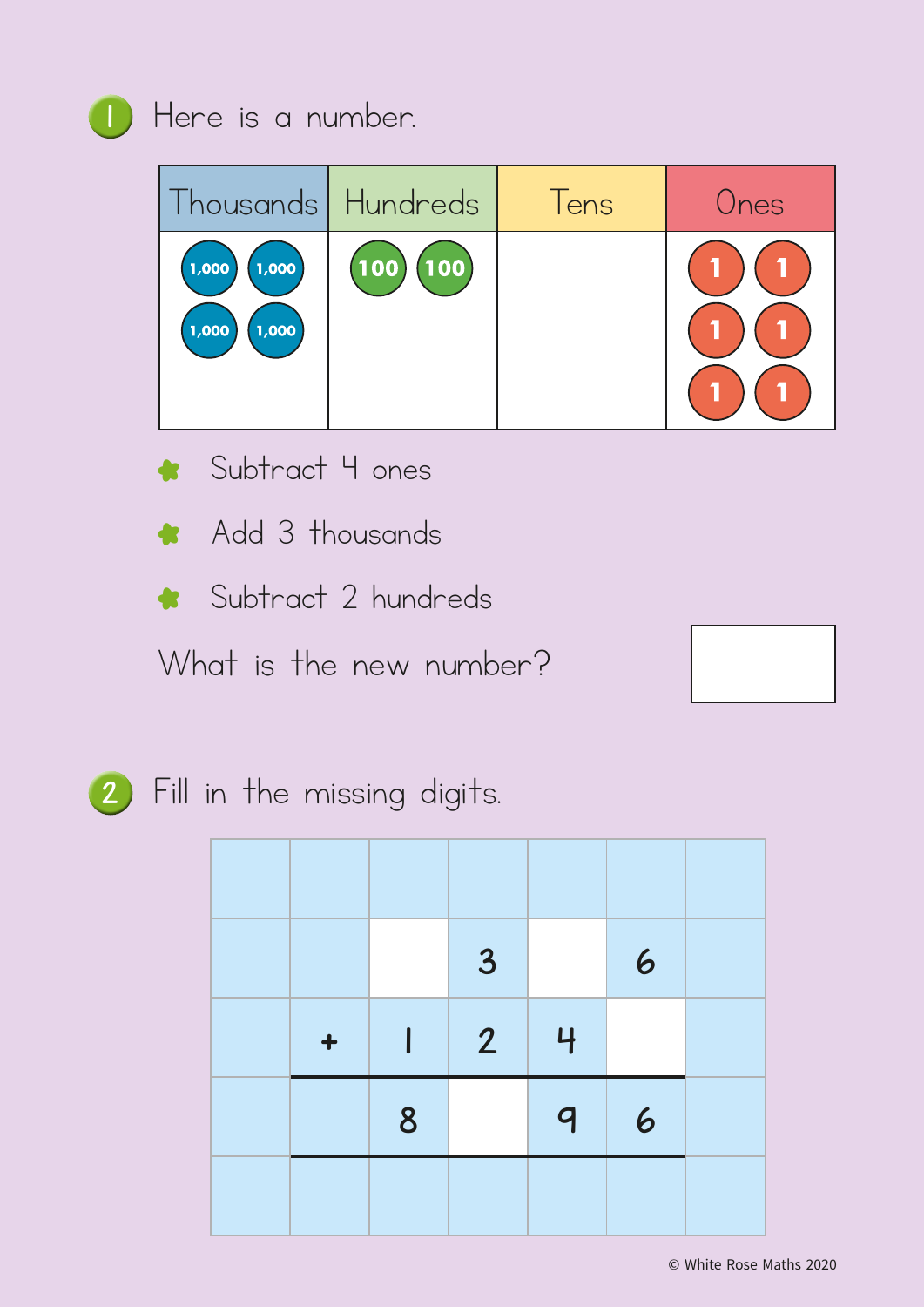1. Here is a number.

| Thousands | Hundreds | Tens | Ones |
| --- | --- | --- | --- |
| 1,000 1,000 1,000 1,000 | 100 100 | | 1 1 1 1 1 1 |

- Subtract 4 ones
- Add 3 thousands
- Subtract 2 hundreds

What is the new number? [ ]

2. Fill in the missing digits.

| | | | | |
| --- | --- | --- | --- | --- |
| | [ ] | 3 | [ ] | 6 |
| + | 1 | 2 | 4 | [ ] |
| | 8 | [ ] | 9 | 6 |

© White Rose Maths 2020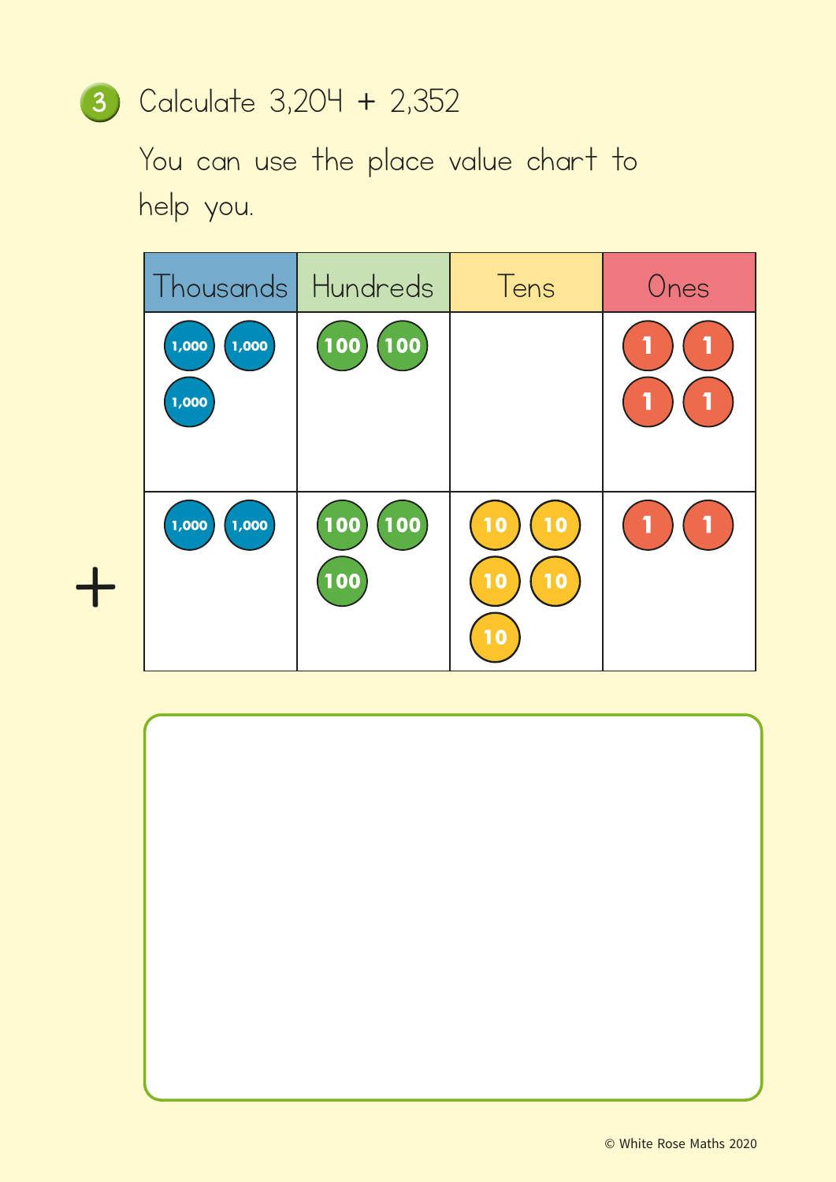3. Calculate 3,204 + 2,352

You can use the place value chart to help you.

| | Thousands | Hundreds | Tens | Ones |
|---|---|---|---|---|
| | 1,000 1,000 1,000 | 100 100 | | 1 1 1 1 |
| + | 1,000 1,000 | 100 100 100 | 10 10 10 10 10 | 1 1 |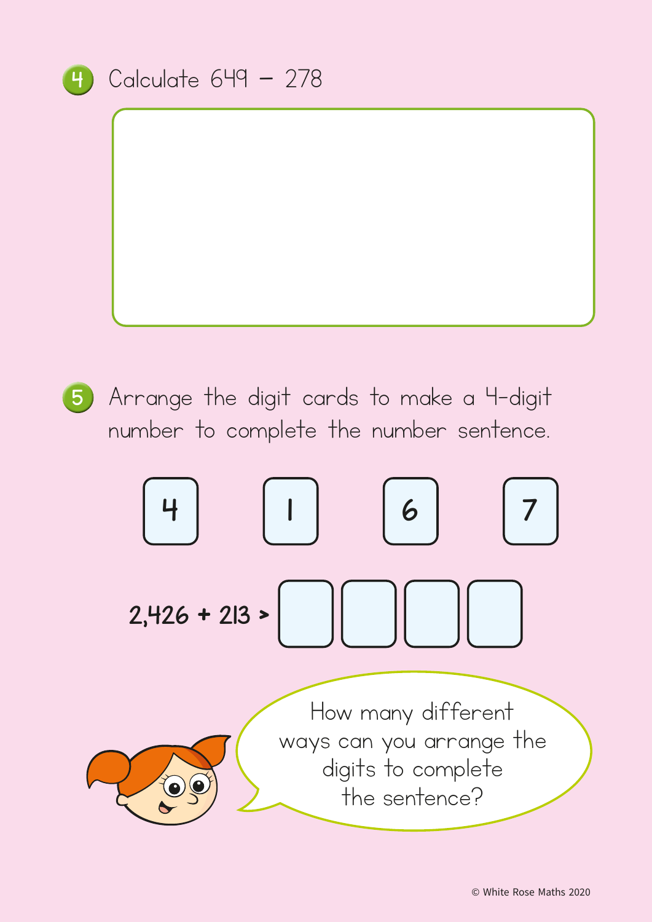**4** Calculate 649 − 278

**5** Arrange the digit cards to make a 4-digit number to complete the number sentence.

4 1 6 7

2,426 + 213 > ☐☐☐☐

How many different ways can you arrange the digits to complete the sentence?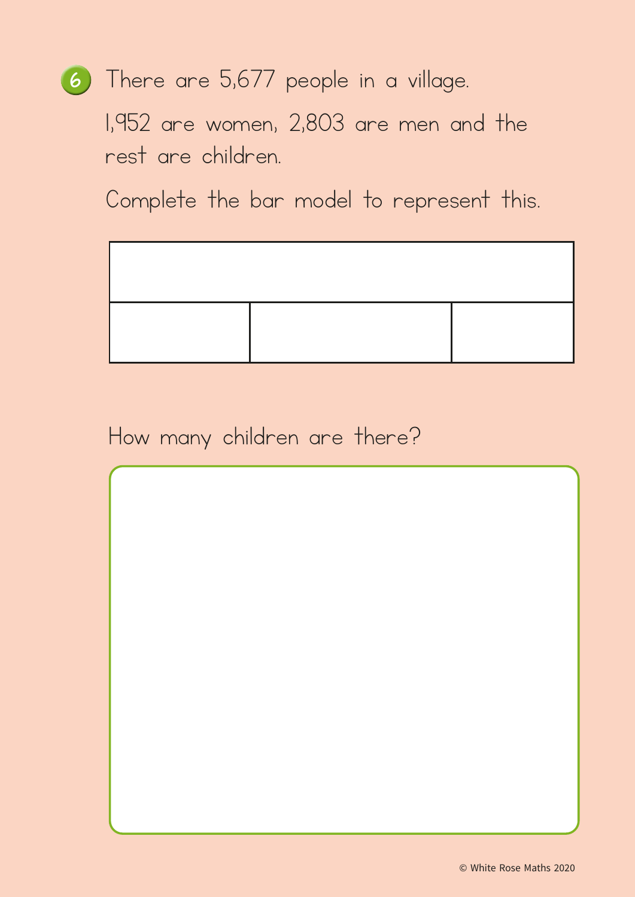6. There are 5,677 people in a village.

   1,952 are women, 2,803 are men and the rest are children.

   Complete the bar model to represent this.

| | | |
|---|---|---|
| | | |
| | | |

How many children are there?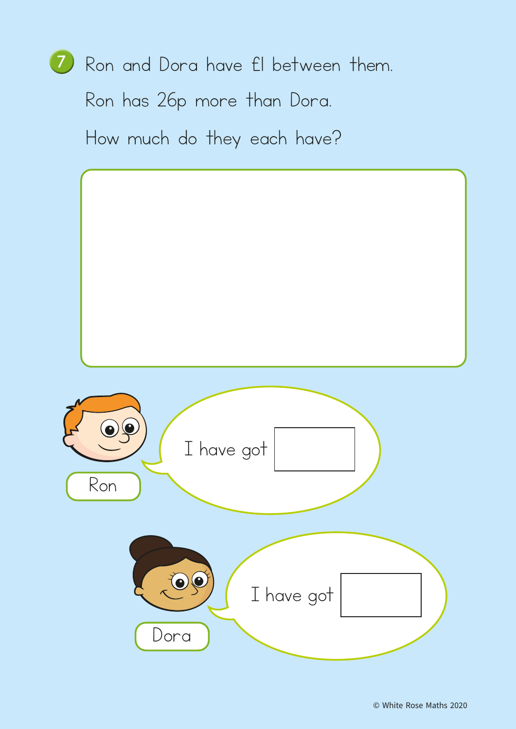7. Ron and Dora have £1 between them.

Ron has 26p more than Dora.

How much do they each have?

Ron: I have got ______

Dora: I have got ______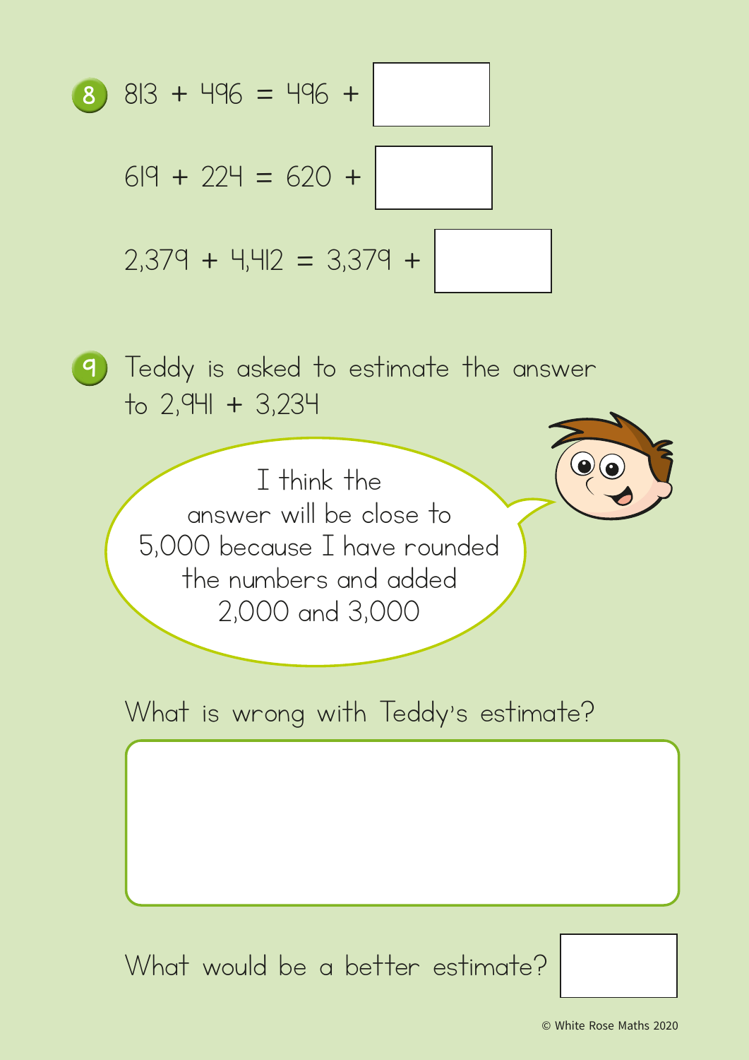**8** $813 + 496 = 496 + \square$

$619 + 224 = 620 + \square$

$2,379 + 4,412 = 3,379 + \square$

**9** Teddy is asked to estimate the answer to $2,941 + 3,234$

> I think the answer will be close to 5,000 because I have rounded the numbers and added 2,000 and 3,000

What is wrong with Teddy's estimate?

What would be a better estimate? $\square$

© White Rose Maths 2020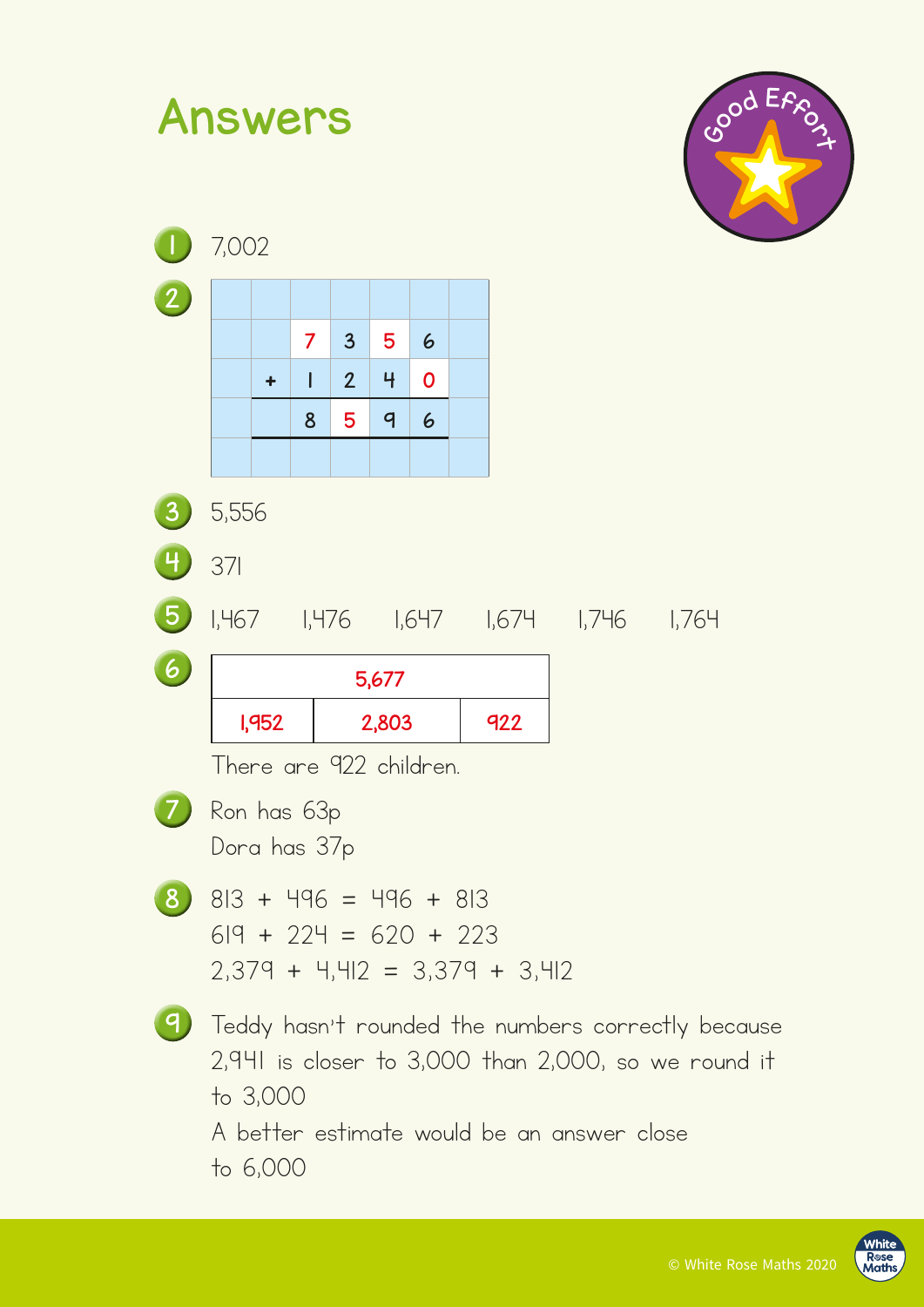# Answers

Good Effort

1. 7,002

2.

| | | | | | |
|---|---|---|---|---|---|
| | 7 | 3 | 5 | 6 | |
| + | 1 | 2 | 4 | 0 | |
| | 8 | 5 | 9 | 6 | |

3. 5,556

4. 371

5. 1,467 1,476 1,647 1,674 1,746 1,764

6.

| 5,677 | | |
|---|---|---|
| 1,952 | 2,803 | 922 |

There are 922 children.

7. Ron has 63p
Dora has 37p

8. 813 + 496 = 496 + 813
619 + 224 = 620 + 223
2,379 + 4,412 = 3,379 + 3,412

9. Teddy hasn't rounded the numbers correctly because 2,941 is closer to 3,000 than 2,000, so we round it to 3,000
A better estimate would be an answer close to 6,000

© White Rose Maths 2020